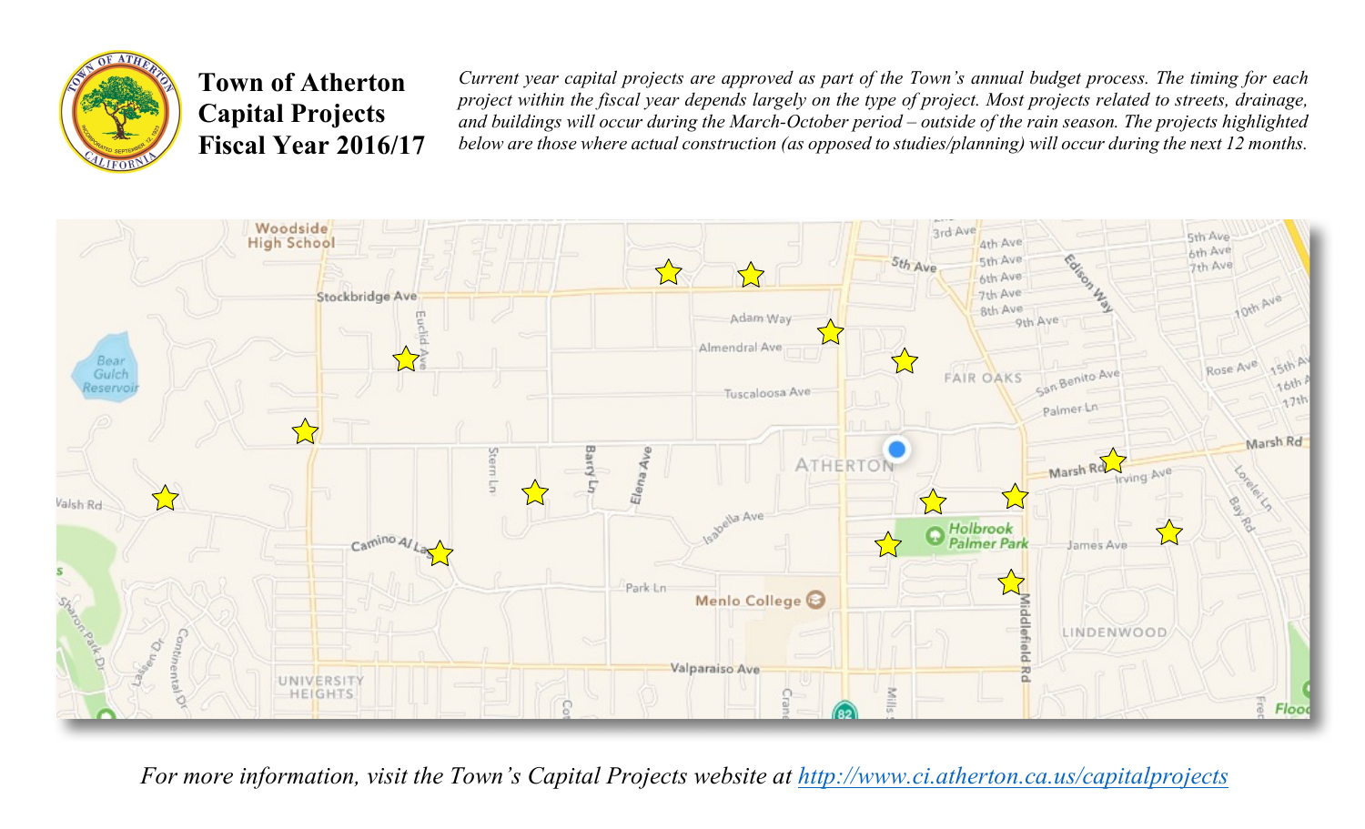# Town of Atherton Capital Projects Fiscal Year 2016/17

*Current year capital projects are approved as part of the Town's annual budget process. The timing for each project within the fiscal year depends largely on the type of project. Most projects related to streets, drainage, and buildings will occur during the March-October period – outside of the rain season. The projects highlighted below are those where actual construction (as opposed to studies/planning) will occur during the next 12 months.*

*For more information, visit the Town's Capital Projects website at [http://www.ci.atherton.ca.us/capitalprojects](http://www.ci.atherton.ca.us/capitalprojects)*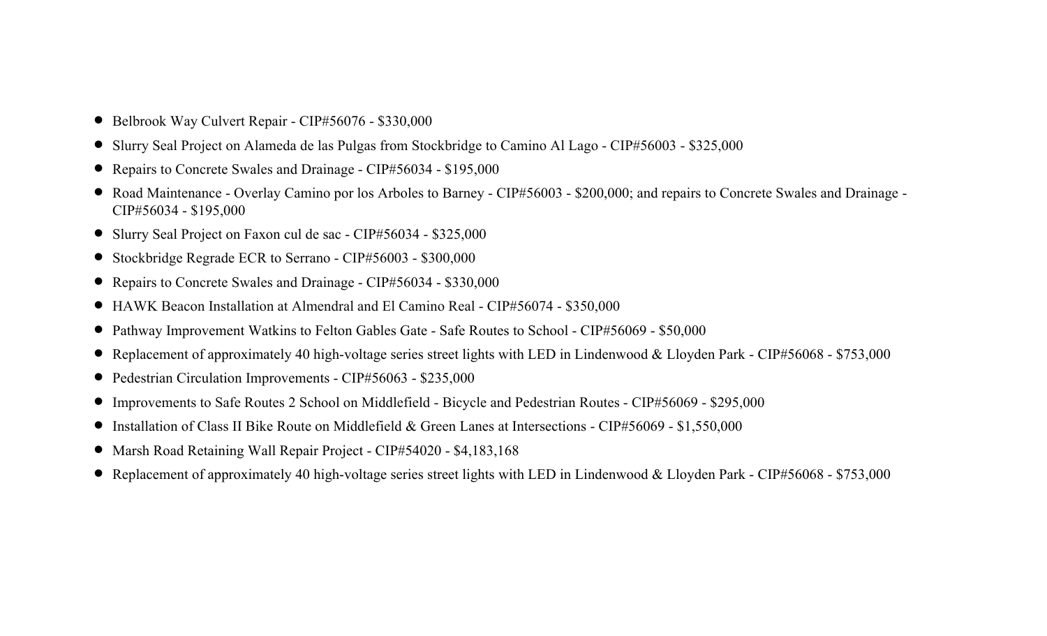- Belbrook Way Culvert Repair - CIP#56076 - $330,000
- Slurry Seal Project on Alameda de las Pulgas from Stockbridge to Camino Al Lago - CIP#56003 - $325,000
- Repairs to Concrete Swales and Drainage - CIP#56034 - $195,000
- Road Maintenance - Overlay Camino por los Arboles to Barney - CIP#56003 - $200,000; and repairs to Concrete Swales and Drainage - CIP#56034 - $195,000
- Slurry Seal Project on Faxon cul de sac - CIP#56034 - $325,000
- Stockbridge Regrade ECR to Serrano - CIP#56003 - $300,000
- Repairs to Concrete Swales and Drainage - CIP#56034 - $330,000
- HAWK Beacon Installation at Almendral and El Camino Real - CIP#56074 - $350,000
- Pathway Improvement Watkins to Felton Gables Gate - Safe Routes to School - CIP#56069 - $50,000
- Replacement of approximately 40 high-voltage series street lights with LED in Lindenwood & Lloyden Park - CIP#56068 - $753,000
- Pedestrian Circulation Improvements - CIP#56063 - $235,000
- Improvements to Safe Routes 2 School on Middlefield - Bicycle and Pedestrian Routes - CIP#56069 - $295,000
- Installation of Class II Bike Route on Middlefield & Green Lanes at Intersections - CIP#56069 - $1,550,000
- Marsh Road Retaining Wall Repair Project - CIP#54020 - $4,183,168
- Replacement of approximately 40 high-voltage series street lights with LED in Lindenwood & Lloyden Park - CIP#56068 - $753,000